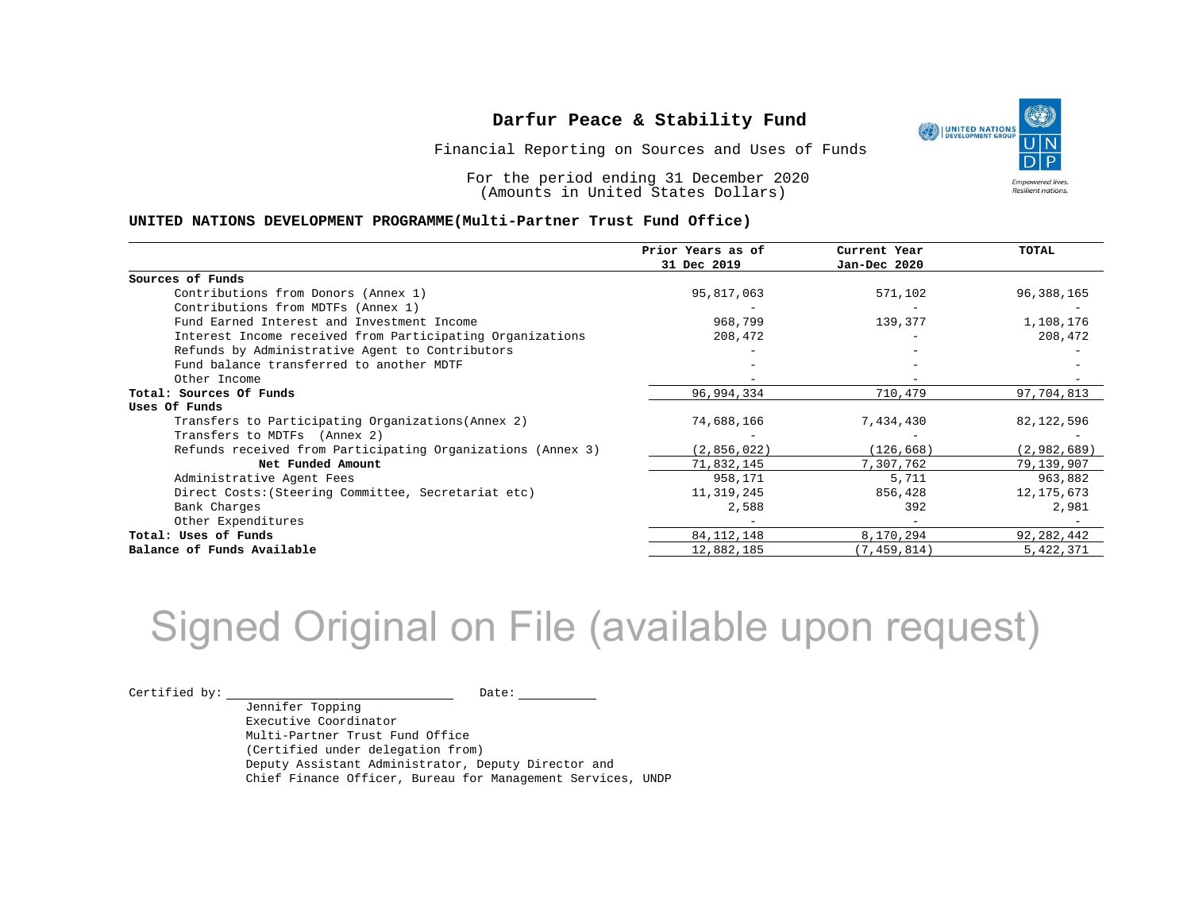# Darfur Peace & Stability Fund

Financial Reporting on Sources and Uses of Funds

For the period ending 31 December 2020
(Amounts in United States Dollars)

**UNITED NATIONS DEVELOPMENT PROGRAMME(Multi-Partner Trust Fund Office)**

| | Prior Years as of 31 Dec 2019 | Current Year Jan-Dec 2020 | TOTAL |
|---|---|---|---|
| **Sources of Funds** | | | |
| Contributions from Donors (Annex 1) | 95,817,063 | 571,102 | 96,388,165 |
| Contributions from MDTFs (Annex 1) | - | - | - |
| Fund Earned Interest and Investment Income | 968,799 | 139,377 | 1,108,176 |
| Interest Income received from Participating Organizations | 208,472 | - | 208,472 |
| Refunds by Administrative Agent to Contributors | - | - | - |
| Fund balance transferred to another MDTF | - | - | - |
| Other Income | - | - | - |
| **Total: Sources Of Funds** | 96,994,334 | 710,479 | 97,704,813 |
| **Uses Of Funds** | | | |
| Transfers to Participating Organizations(Annex 2) | 74,688,166 | 7,434,430 | 82,122,596 |
| Transfers to MDTFs (Annex 2) | - | - | - |
| Refunds received from Participating Organizations (Annex 3) | (2,856,022) | (126,668) | (2,982,689) |
| **Net Funded Amount** | 71,832,145 | 7,307,762 | 79,139,907 |
| Administrative Agent Fees | 958,171 | 5,711 | 963,882 |
| Direct Costs:(Steering Committee, Secretariat etc) | 11,319,245 | 856,428 | 12,175,673 |
| Bank Charges | 2,588 | 392 | 2,981 |
| Other Expenditures | - | - | - |
| **Total: Uses of Funds** | 84,112,148 | 8,170,294 | 92,282,442 |
| **Balance of Funds Available** | 12,882,185 | (7,459,814) | 5,422,371 |

Signed Original on File (available upon request)

Certified by: ____________________ Date: __________

Jennifer Topping
Executive Coordinator
Multi-Partner Trust Fund Office
(Certified under delegation from)
Deputy Assistant Administrator, Deputy Director and
Chief Finance Officer, Bureau for Management Services, UNDP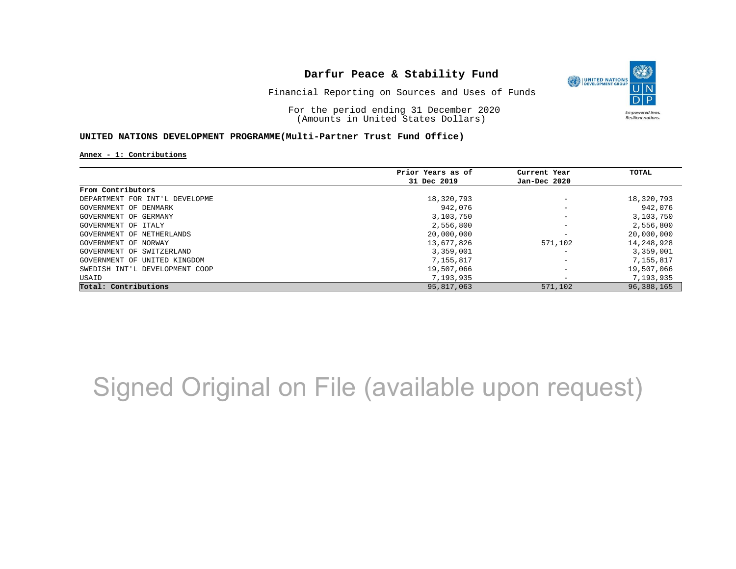# Darfur Peace & Stability Fund

Financial Reporting on Sources and Uses of Funds

For the period ending 31 December 2020
(Amounts in United States Dollars)

**UNITED NATIONS DEVELOPMENT PROGRAMME(Multi-Partner Trust Fund Office)**

**Annex - 1: Contributions**

| | Prior Years as of 31 Dec 2019 | Current Year Jan-Dec 2020 | TOTAL |
|---|---|---|---|
| **From Contributors** | | | |
| DEPARTMENT FOR INT'L DEVELOPME | 18,320,793 | - | 18,320,793 |
| GOVERNMENT OF DENMARK | 942,076 | - | 942,076 |
| GOVERNMENT OF GERMANY | 3,103,750 | - | 3,103,750 |
| GOVERNMENT OF ITALY | 2,556,800 | - | 2,556,800 |
| GOVERNMENT OF NETHERLANDS | 20,000,000 | - | 20,000,000 |
| GOVERNMENT OF NORWAY | 13,677,826 | 571,102 | 14,248,928 |
| GOVERNMENT OF SWITZERLAND | 3,359,001 | - | 3,359,001 |
| GOVERNMENT OF UNITED KINGDOM | 7,155,817 | - | 7,155,817 |
| SWEDISH INT'L DEVELOPMENT COOP | 19,507,066 | - | 19,507,066 |
| USAID | 7,193,935 | - | 7,193,935 |
| **Total: Contributions** | 95,817,063 | 571,102 | 96,388,165 |

Signed Original on File (available upon request)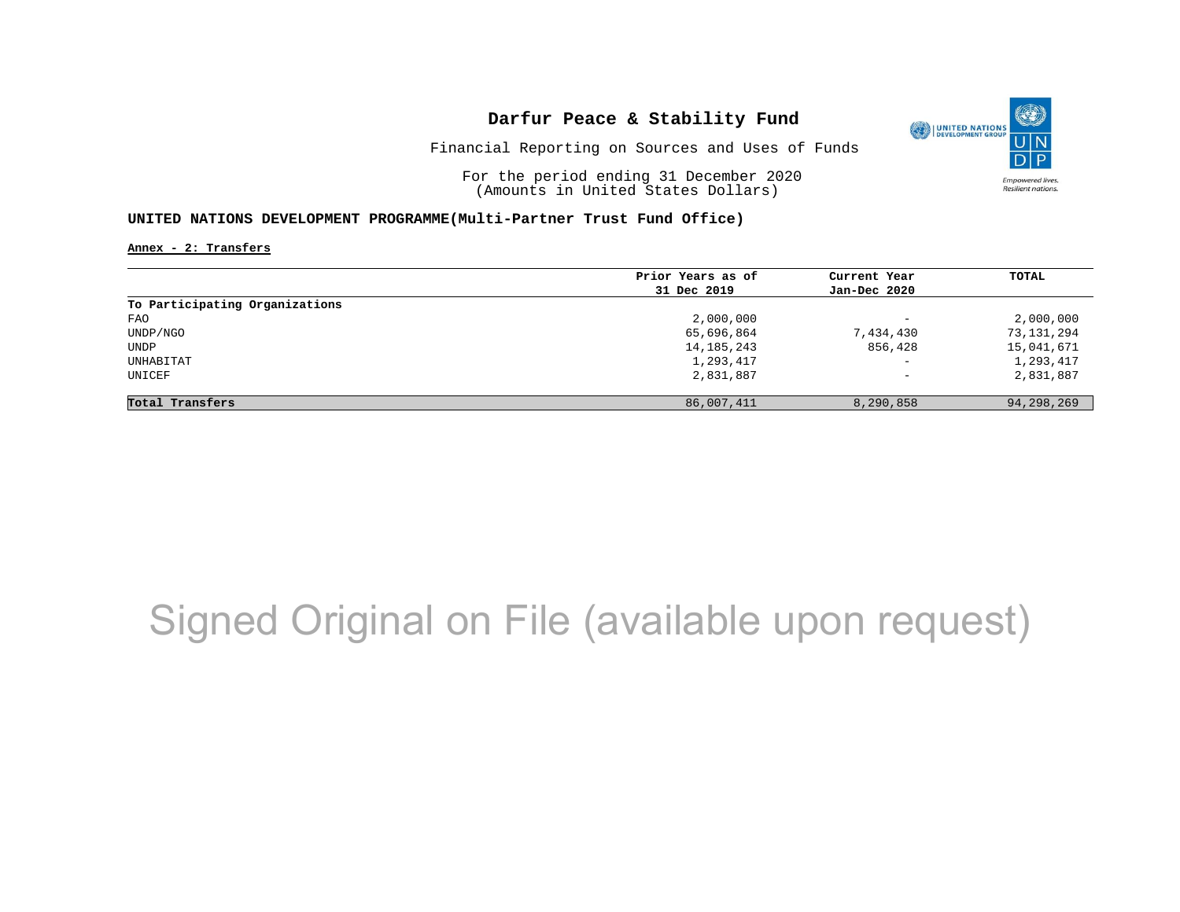# Darfur Peace & Stability Fund

Financial Reporting on Sources and Uses of Funds

For the period ending 31 December 2020
(Amounts in United States Dollars)

**UNITED NATIONS DEVELOPMENT PROGRAMME(Multi-Partner Trust Fund Office)**

**Annex - 2: Transfers**

| | Prior Years as of 31 Dec 2019 | Current Year Jan-Dec 2020 | TOTAL |
|---|---|---|---|
| **To Participating Organizations** | | | |
| FAO | 2,000,000 | - | 2,000,000 |
| UNDP/NGO | 65,696,864 | 7,434,430 | 73,131,294 |
| UNDP | 14,185,243 | 856,428 | 15,041,671 |
| UNHABITAT | 1,293,417 | - | 1,293,417 |
| UNICEF | 2,831,887 | - | 2,831,887 |
| **Total Transfers** | 86,007,411 | 8,290,858 | 94,298,269 |

Signed Original on File (available upon request)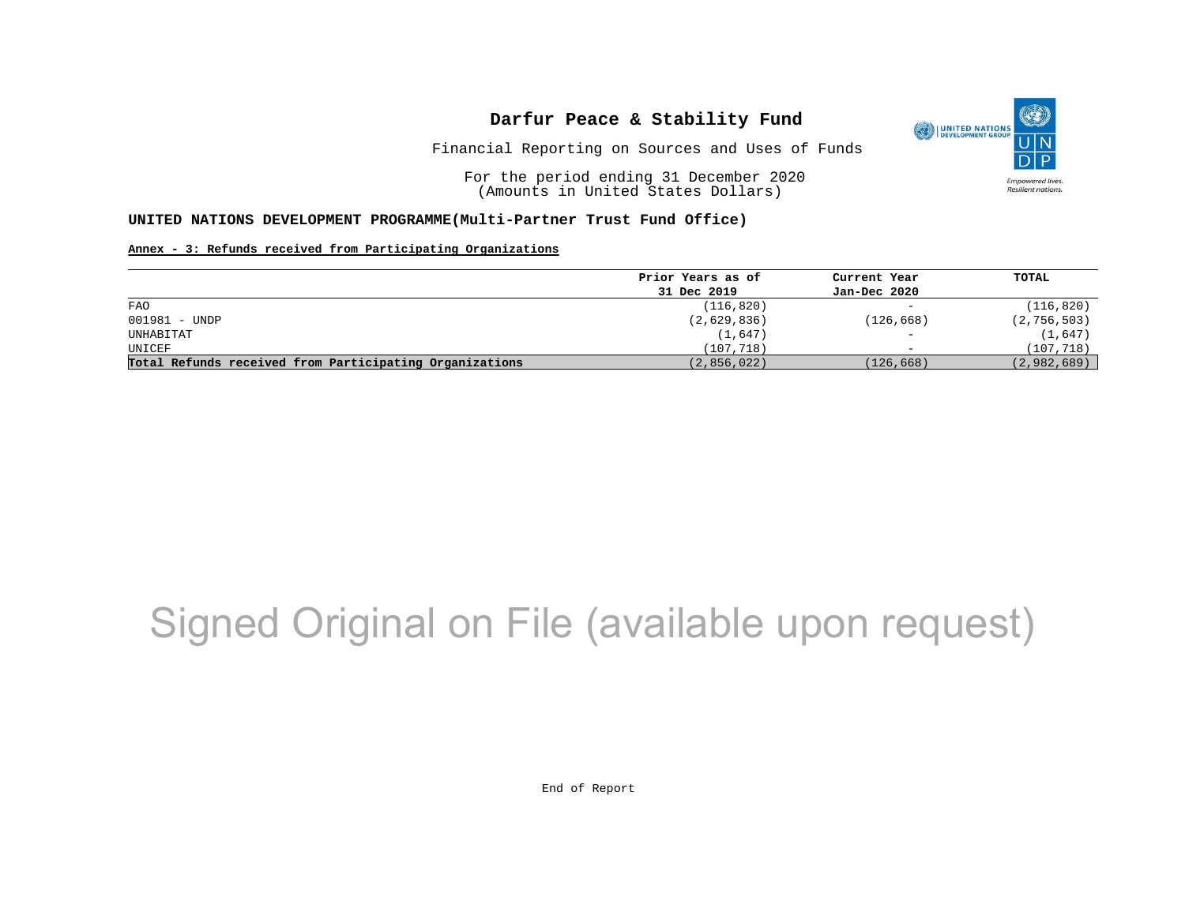# Darfur Peace & Stability Fund

Financial Reporting on Sources and Uses of Funds

For the period ending 31 December 2020
(Amounts in United States Dollars)

**UNITED NATIONS DEVELOPMENT PROGRAMME(Multi-Partner Trust Fund Office)**

**Annex - 3: Refunds received from Participating Organizations**

| | Prior Years as of 31 Dec 2019 | Current Year Jan-Dec 2020 | TOTAL |
|---|---|---|---|
| FAO | (116,820) | - | (116,820) |
| 001981 - UNDP | (2,629,836) | (126,668) | (2,756,503) |
| UNHABITAT | (1,647) | - | (1,647) |
| UNICEF | (107,718) | - | (107,718) |
| **Total Refunds received from Participating Organizations** | (2,856,022) | (126,668) | (2,982,689) |

Signed Original on File (available upon request)

End of Report